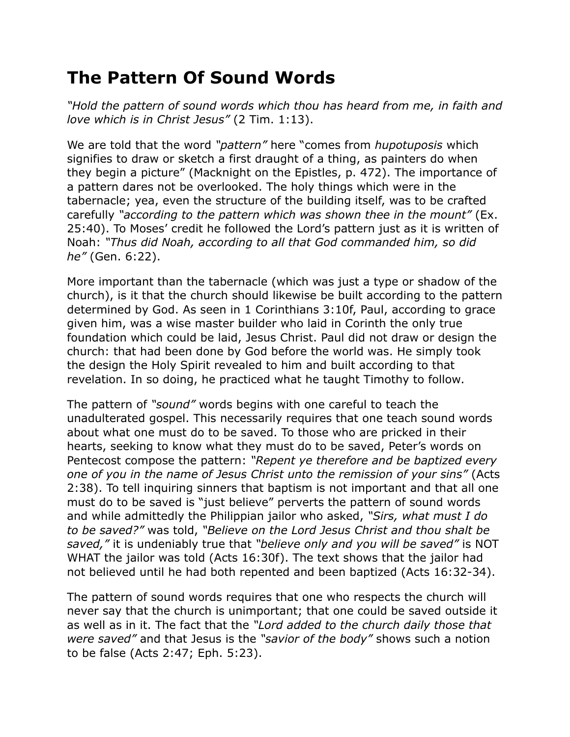# The Pattern Of Sound Words

*"Hold the pattern of sound words which thou has heard from me, in faith and love which is in Christ Jesus"* (2 Tim. 1:13).

We are told that the word *"pattern"* here "comes from *hupotuposis* which signifies to draw or sketch a first draught of a thing, as painters do when they begin a picture" (Macknight on the Epistles, p. 472). The importance of a pattern dares not be overlooked. The holy things which were in the tabernacle; yea, even the structure of the building itself, was to be crafted carefully *"according to the pattern which was shown thee in the mount"* (Ex. 25:40). To Moses' credit he followed the Lord's pattern just as it is written of Noah: *"Thus did Noah, according to all that God commanded him, so did he"* (Gen. 6:22).

More important than the tabernacle (which was just a type or shadow of the church), is it that the church should likewise be built according to the pattern determined by God. As seen in 1 Corinthians 3:10f, Paul, according to grace given him, was a wise master builder who laid in Corinth the only true foundation which could be laid, Jesus Christ. Paul did not draw or design the church: that had been done by God before the world was. He simply took the design the Holy Spirit revealed to him and built according to that revelation. In so doing, he practiced what he taught Timothy to follow.

The pattern of *"sound"* words begins with one careful to teach the unadulterated gospel. This necessarily requires that one teach sound words about what one must do to be saved. To those who are pricked in their hearts, seeking to know what they must do to be saved, Peter's words on Pentecost compose the pattern: *"Repent ye therefore and be baptized every one of you in the name of Jesus Christ unto the remission of your sins"* (Acts 2:38). To tell inquiring sinners that baptism is not important and that all one must do to be saved is "just believe" perverts the pattern of sound words and while admittedly the Philippian jailor who asked, *"Sirs, what must I do to be saved?"* was told, *"Believe on the Lord Jesus Christ and thou shalt be saved,"* it is undeniably true that *"believe only and you will be saved"* is NOT WHAT the jailor was told (Acts 16:30f). The text shows that the jailor had not believed until he had both repented and been baptized (Acts 16:32-34).

The pattern of sound words requires that one who respects the church will never say that the church is unimportant; that one could be saved outside it as well as in it. The fact that the *"Lord added to the church daily those that were saved"* and that Jesus is the *"savior of the body"* shows such a notion to be false (Acts 2:47; Eph. 5:23).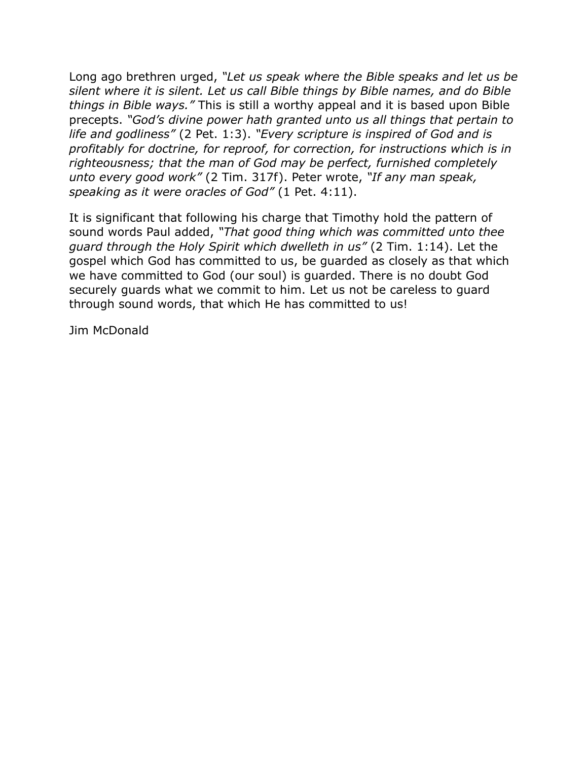Long ago brethren urged, *"Let us speak where the Bible speaks and let us be silent where it is silent. Let us call Bible things by Bible names, and do Bible things in Bible ways."* This is still a worthy appeal and it is based upon Bible precepts. *"God's divine power hath granted unto us all things that pertain to life and godliness"* (2 Pet. 1:3). *"Every scripture is inspired of God and is profitably for doctrine, for reproof, for correction, for instructions which is in righteousness; that the man of God may be perfect, furnished completely unto every good work"* (2 Tim. 317f). Peter wrote, *"If any man speak, speaking as it were oracles of God"* (1 Pet. 4:11).

It is significant that following his charge that Timothy hold the pattern of sound words Paul added, *"That good thing which was committed unto thee guard through the Holy Spirit which dwelleth in us"* (2 Tim. 1:14). Let the gospel which God has committed to us, be guarded as closely as that which we have committed to God (our soul) is guarded. There is no doubt God securely guards what we commit to him. Let us not be careless to guard through sound words, that which He has committed to us!

Jim McDonald